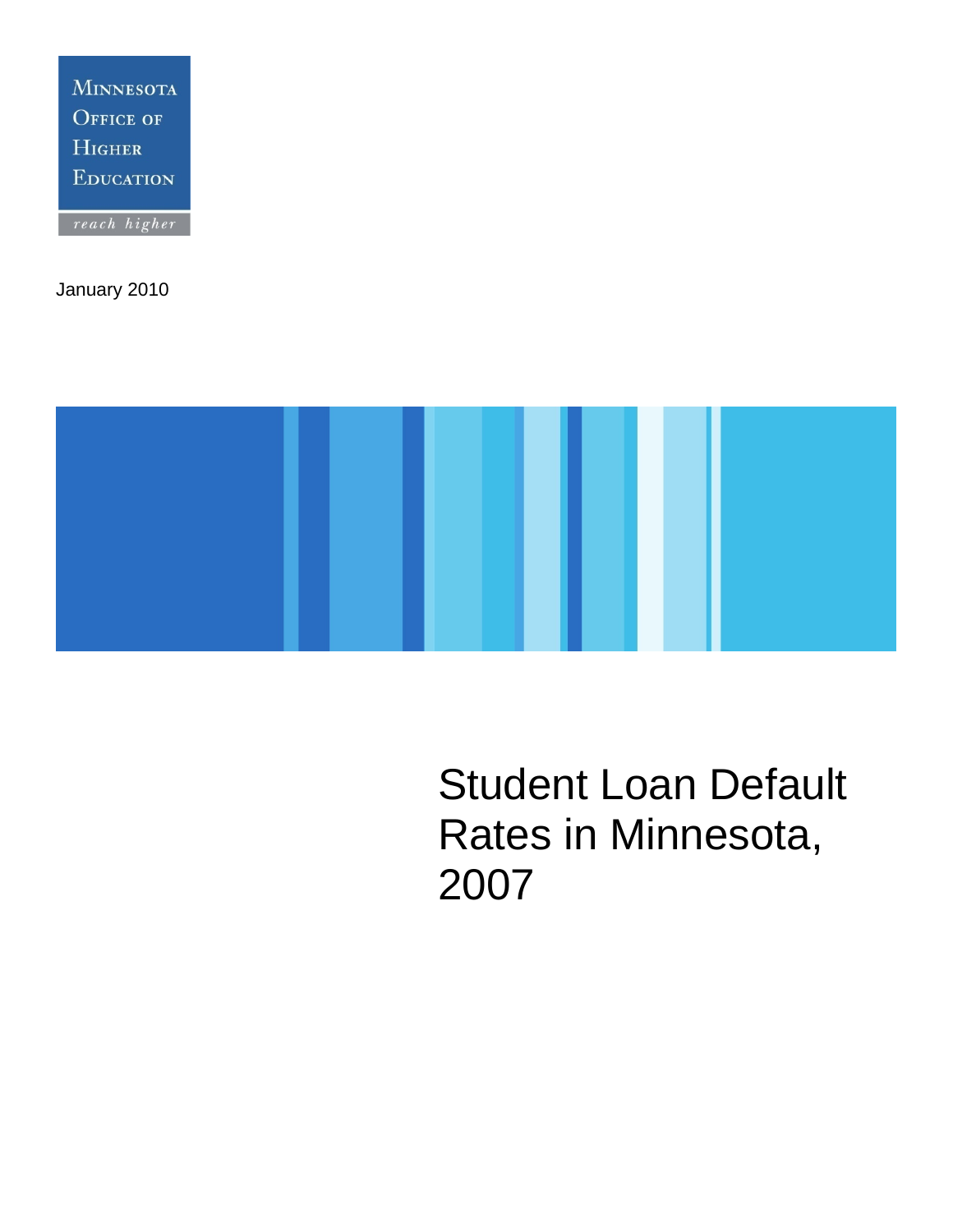Minnesota Office of Higher Education

*reach higher*

January 2010

# Student Loan Default Rates in Minnesota, 2007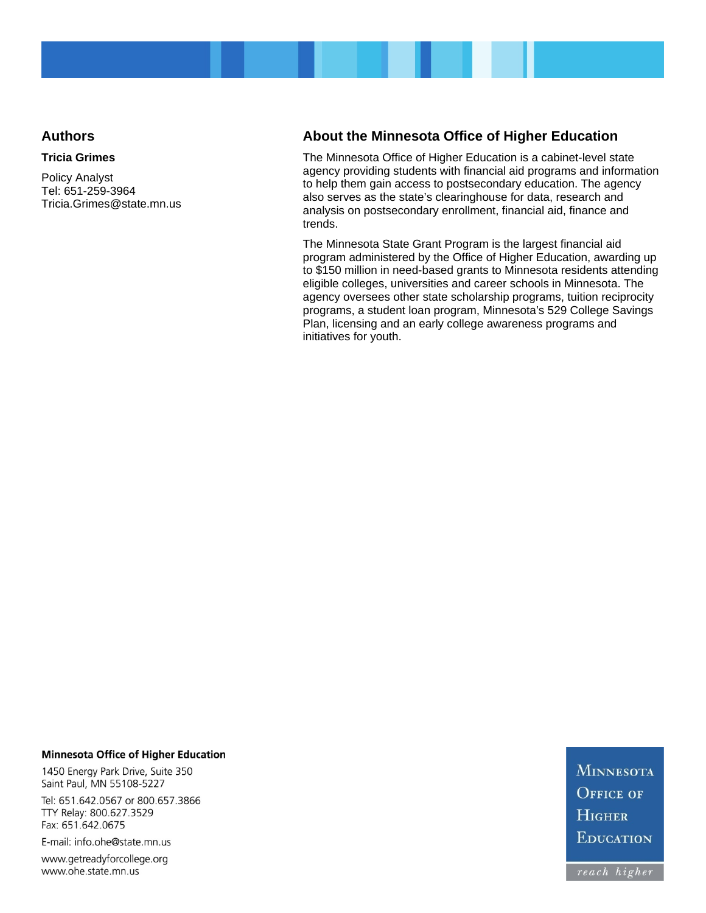## Authors

**Tricia Grimes**

Policy Analyst
Tel: 651-259-3964
Tricia.Grimes@state.mn.us

## About the Minnesota Office of Higher Education

The Minnesota Office of Higher Education is a cabinet-level state agency providing students with financial aid programs and information to help them gain access to postsecondary education. The agency also serves as the state's clearinghouse for data, research and analysis on postsecondary enrollment, financial aid, finance and trends.

The Minnesota State Grant Program is the largest financial aid program administered by the Office of Higher Education, awarding up to $150 million in need-based grants to Minnesota residents attending eligible colleges, universities and career schools in Minnesota. The agency oversees other state scholarship programs, tuition reciprocity programs, a student loan program, Minnesota's 529 College Savings Plan, licensing and an early college awareness programs and initiatives for youth.

**Minnesota Office of Higher Education**

1450 Energy Park Drive, Suite 350
Saint Paul, MN 55108-5227

Tel: 651.642.0567 or 800.657.3866
TTY Relay: 800.627.3529
Fax: 651.642.0675

E-mail: info.ohe@state.mn.us

www.getreadyforcollege.org
www.ohe.state.mn.us

MINNESOTA OFFICE OF HIGHER EDUCATION

*reach higher*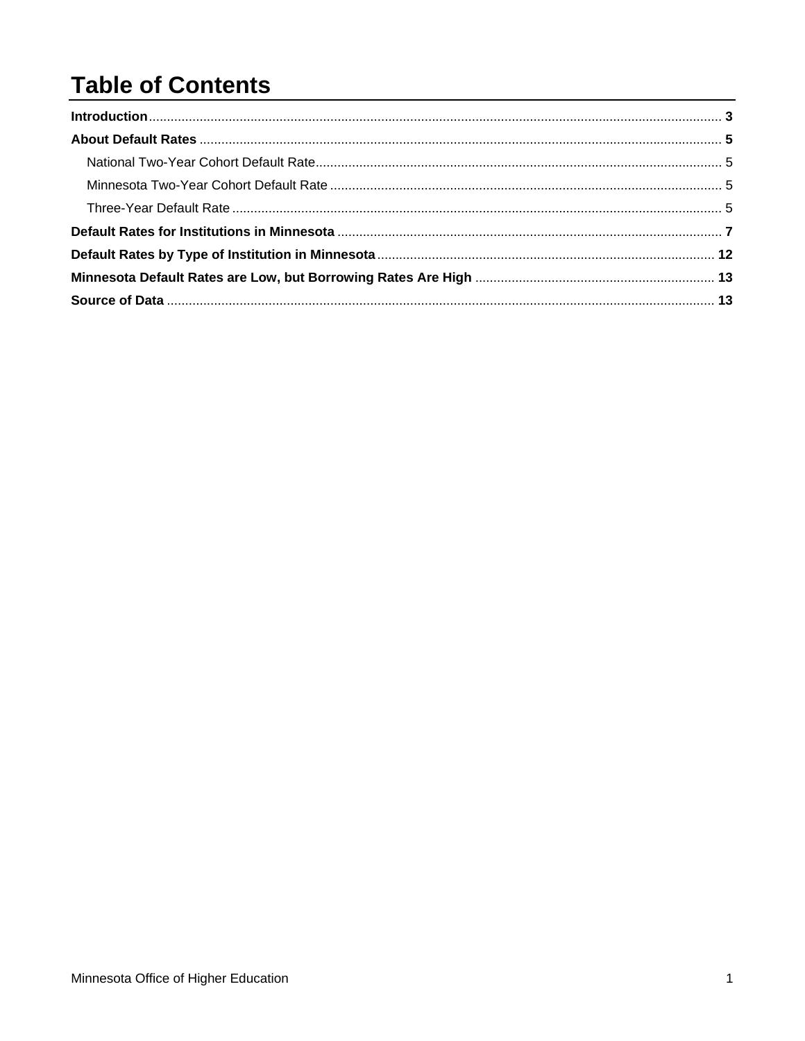# Table of Contents

**Introduction** .......... **3**

**About Default Rates** .......... **5**

- National Two-Year Cohort Default Rate .......... 5
- Minnesota Two-Year Cohort Default Rate .......... 5
- Three-Year Default Rate .......... 5

**Default Rates for Institutions in Minnesota** .......... **7**

**Default Rates by Type of Institution in Minnesota** .......... **12**

**Minnesota Default Rates are Low, but Borrowing Rates Are High** .......... **13**

**Source of Data** .......... **13**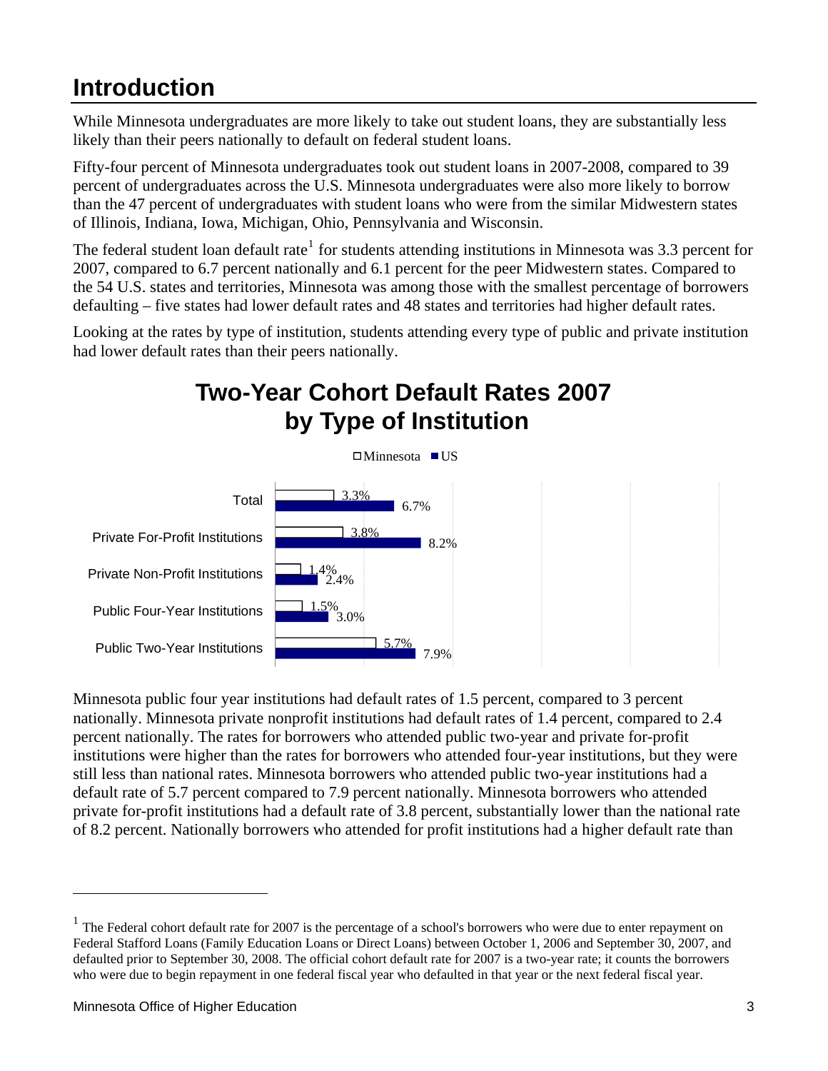# Introduction

While Minnesota undergraduates are more likely to take out student loans, they are substantially less likely than their peers nationally to default on federal student loans.

Fifty-four percent of Minnesota undergraduates took out student loans in 2007-2008, compared to 39 percent of undergraduates across the U.S. Minnesota undergraduates were also more likely to borrow than the 47 percent of undergraduates with student loans who were from the similar Midwestern states of Illinois, Indiana, Iowa, Michigan, Ohio, Pennsylvania and Wisconsin.

The federal student loan default rate[1] for students attending institutions in Minnesota was 3.3 percent for 2007, compared to 6.7 percent nationally and 6.1 percent for the peer Midwestern states. Compared to the 54 U.S. states and territories, Minnesota was among those with the smallest percentage of borrowers defaulting – five states had lower default rates and 48 states and territories had higher default rates.

Looking at the rates by type of institution, students attending every type of public and private institution had lower default rates than their peers nationally.

**Two-Year Cohort Default Rates 2007 by Type of Institution**

Minnesota  US

Total: 3.3%, 6.7%

Private For-Profit Institutions: 3.8%, 8.2%

Private Non-Profit Institutions: 1.4%, 2.4%

Public Four-Year Institutions: 1.5%, 3.0%

Public Two-Year Institutions: 5.7%, 7.9%

Minnesota public four year institutions had default rates of 1.5 percent, compared to 3 percent nationally. Minnesota private nonprofit institutions had default rates of 1.4 percent, compared to 2.4 percent nationally. The rates for borrowers who attended public two-year and private for-profit institutions were higher than the rates for borrowers who attended four-year institutions, but they were still less than national rates. Minnesota borrowers who attended public two-year institutions had a default rate of 5.7 percent compared to 7.9 percent nationally. Minnesota borrowers who attended private for-profit institutions had a default rate of 3.8 percent, substantially lower than the national rate of 8.2 percent. Nationally borrowers who attended for profit institutions had a higher default rate than

---

[1] The Federal cohort default rate for 2007 is the percentage of a school's borrowers who were due to enter repayment on Federal Stafford Loans (Family Education Loans or Direct Loans) between October 1, 2006 and September 30, 2007, and defaulted prior to September 30, 2008. The official cohort default rate for 2007 is a two-year rate; it counts the borrowers who were due to begin repayment in one federal fiscal year who defaulted in that year or the next federal fiscal year.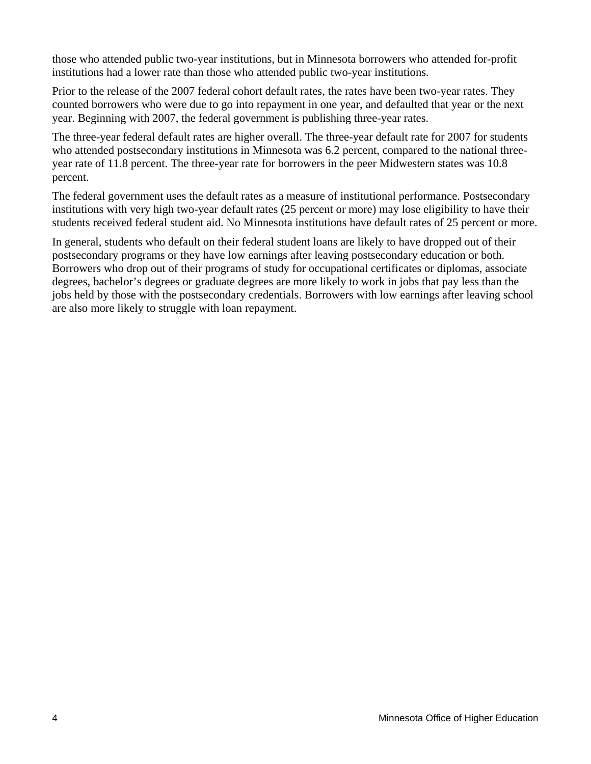those who attended public two-year institutions, but in Minnesota borrowers who attended for-profit institutions had a lower rate than those who attended public two-year institutions.

Prior to the release of the 2007 federal cohort default rates, the rates have been two-year rates. They counted borrowers who were due to go into repayment in one year, and defaulted that year or the next year. Beginning with 2007, the federal government is publishing three-year rates.

The three-year federal default rates are higher overall. The three-year default rate for 2007 for students who attended postsecondary institutions in Minnesota was 6.2 percent, compared to the national three-year rate of 11.8 percent. The three-year rate for borrowers in the peer Midwestern states was 10.8 percent.

The federal government uses the default rates as a measure of institutional performance. Postsecondary institutions with very high two-year default rates (25 percent or more) may lose eligibility to have their students received federal student aid. No Minnesota institutions have default rates of 25 percent or more.

In general, students who default on their federal student loans are likely to have dropped out of their postsecondary programs or they have low earnings after leaving postsecondary education or both. Borrowers who drop out of their programs of study for occupational certificates or diplomas, associate degrees, bachelor's degrees or graduate degrees are more likely to work in jobs that pay less than the jobs held by those with the postsecondary credentials. Borrowers with low earnings after leaving school are also more likely to struggle with loan repayment.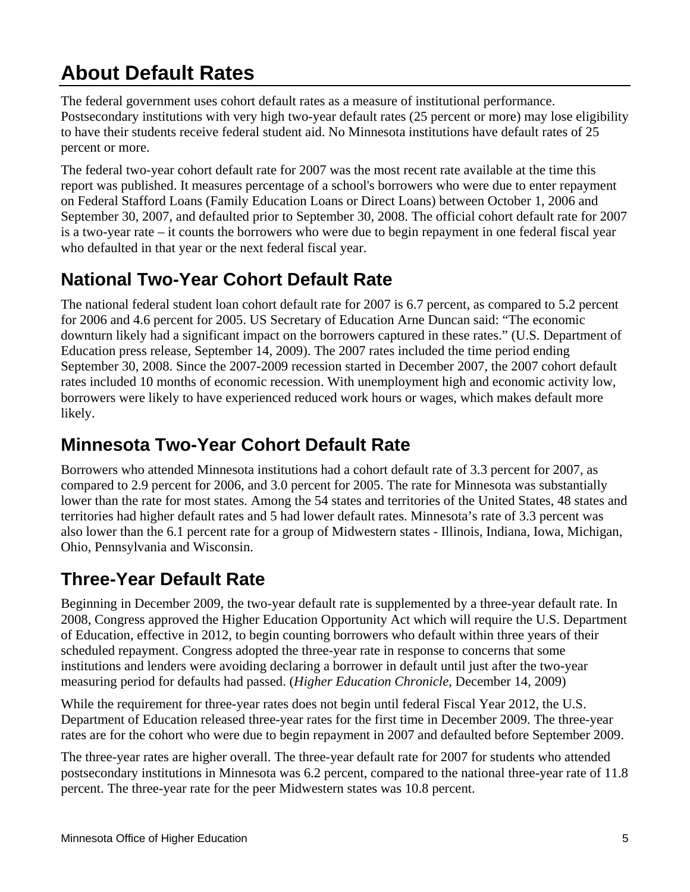# About Default Rates

The federal government uses cohort default rates as a measure of institutional performance. Postsecondary institutions with very high two-year default rates (25 percent or more) may lose eligibility to have their students receive federal student aid. No Minnesota institutions have default rates of 25 percent or more.

The federal two-year cohort default rate for 2007 was the most recent rate available at the time this report was published. It measures percentage of a school's borrowers who were due to enter repayment on Federal Stafford Loans (Family Education Loans or Direct Loans) between October 1, 2006 and September 30, 2007, and defaulted prior to September 30, 2008. The official cohort default rate for 2007 is a two-year rate – it counts the borrowers who were due to begin repayment in one federal fiscal year who defaulted in that year or the next federal fiscal year.

## National Two-Year Cohort Default Rate

The national federal student loan cohort default rate for 2007 is 6.7 percent, as compared to 5.2 percent for 2006 and 4.6 percent for 2005. US Secretary of Education Arne Duncan said: "The economic downturn likely had a significant impact on the borrowers captured in these rates." (U.S. Department of Education press release, September 14, 2009). The 2007 rates included the time period ending September 30, 2008. Since the 2007-2009 recession started in December 2007, the 2007 cohort default rates included 10 months of economic recession. With unemployment high and economic activity low, borrowers were likely to have experienced reduced work hours or wages, which makes default more likely.

## Minnesota Two-Year Cohort Default Rate

Borrowers who attended Minnesota institutions had a cohort default rate of 3.3 percent for 2007, as compared to 2.9 percent for 2006, and 3.0 percent for 2005. The rate for Minnesota was substantially lower than the rate for most states. Among the 54 states and territories of the United States, 48 states and territories had higher default rates and 5 had lower default rates. Minnesota's rate of 3.3 percent was also lower than the 6.1 percent rate for a group of Midwestern states - Illinois, Indiana, Iowa, Michigan, Ohio, Pennsylvania and Wisconsin.

## Three-Year Default Rate

Beginning in December 2009, the two-year default rate is supplemented by a three-year default rate. In 2008, Congress approved the Higher Education Opportunity Act which will require the U.S. Department of Education, effective in 2012, to begin counting borrowers who default within three years of their scheduled repayment. Congress adopted the three-year rate in response to concerns that some institutions and lenders were avoiding declaring a borrower in default until just after the two-year measuring period for defaults had passed. (*Higher Education Chronicle*, December 14, 2009)

While the requirement for three-year rates does not begin until federal Fiscal Year 2012, the U.S. Department of Education released three-year rates for the first time in December 2009. The three-year rates are for the cohort who were due to begin repayment in 2007 and defaulted before September 2009.

The three-year rates are higher overall. The three-year default rate for 2007 for students who attended postsecondary institutions in Minnesota was 6.2 percent, compared to the national three-year rate of 11.8 percent. The three-year rate for the peer Midwestern states was 10.8 percent.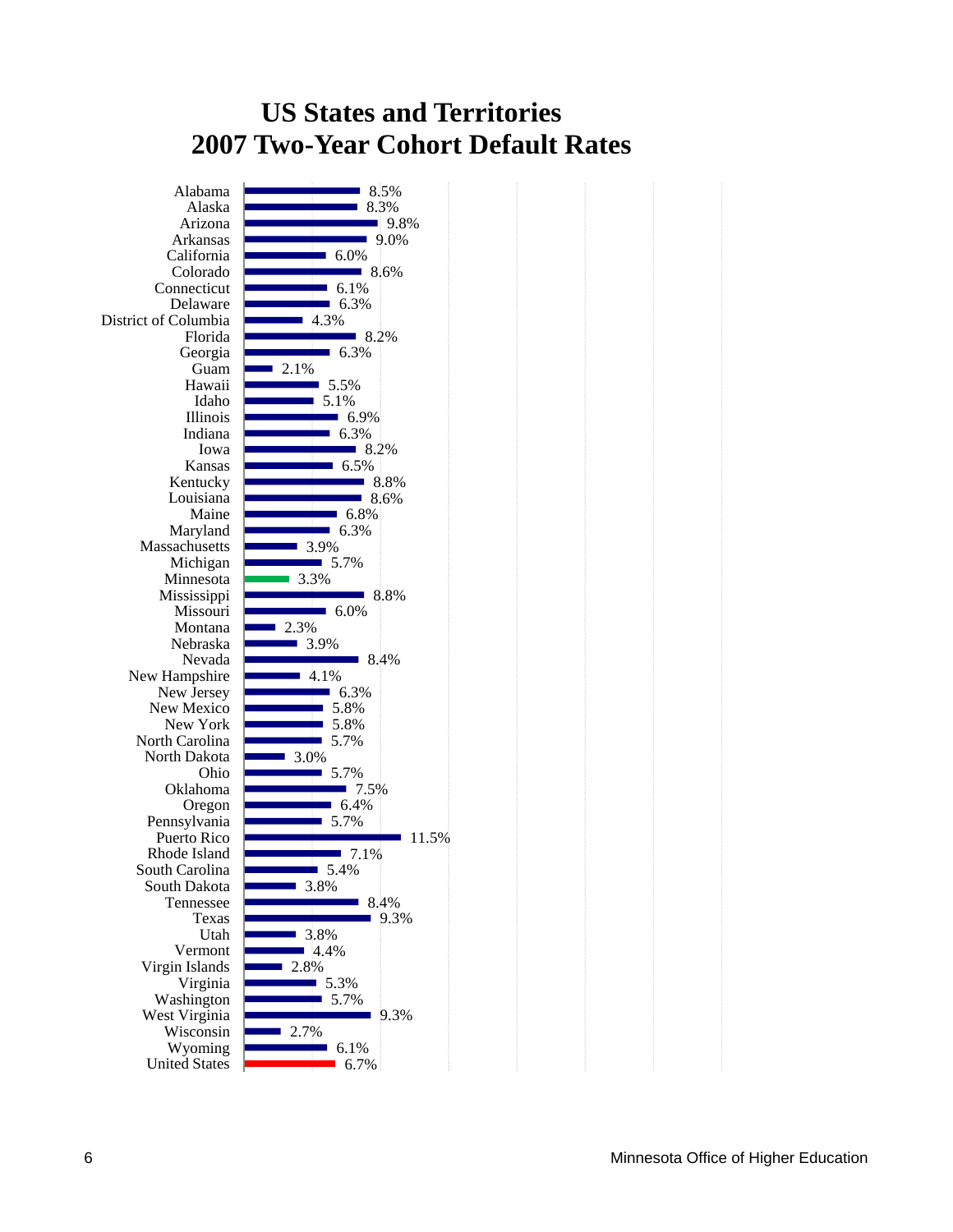# US States and Territories
# 2007 Two-Year Cohort Default Rates

Alabama 8.5%
Alaska 8.3%
Arizona 9.8%
Arkansas 9.0%
California 6.0%
Colorado 8.6%
Connecticut 6.1%
Delaware 6.3%
District of Columbia 4.3%
Florida 8.2%
Georgia 6.3%
Guam 2.1%
Hawaii 5.5%
Idaho 5.1%
Illinois 6.9%
Indiana 6.3%
Iowa 8.2%
Kansas 6.5%
Kentucky 8.8%
Louisiana 8.6%
Maine 6.8%
Maryland 6.3%
Massachusetts 3.9%
Michigan 5.7%
Minnesota 3.3%
Mississippi 8.8%
Missouri 6.0%
Montana 2.3%
Nebraska 3.9%
Nevada 8.4%
New Hampshire 4.1%
New Jersey 6.3%
New Mexico 5.8%
New York 5.8%
North Carolina 5.7%
North Dakota 3.0%
Ohio 5.7%
Oklahoma 7.5%
Oregon 6.4%
Pennsylvania 5.7%
Puerto Rico 11.5%
Rhode Island 7.1%
South Carolina 5.4%
South Dakota 3.8%
Tennessee 8.4%
Texas 9.3%
Utah 3.8%
Vermont 4.4%
Virgin Islands 2.8%
Virginia 5.3%
Washington 5.7%
West Virginia 9.3%
Wisconsin 2.7%
Wyoming 6.1%
United States 6.7%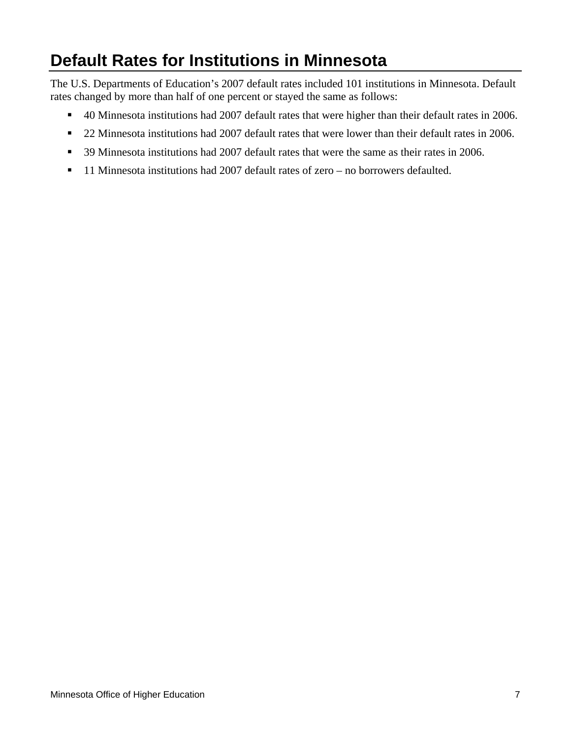## Default Rates for Institutions in Minnesota

The U.S. Departments of Education's 2007 default rates included 101 institutions in Minnesota. Default rates changed by more than half of one percent or stayed the same as follows:

- 40 Minnesota institutions had 2007 default rates that were higher than their default rates in 2006.
- 22 Minnesota institutions had 2007 default rates that were lower than their default rates in 2006.
- 39 Minnesota institutions had 2007 default rates that were the same as their rates in 2006.
- 11 Minnesota institutions had 2007 default rates of zero – no borrowers defaulted.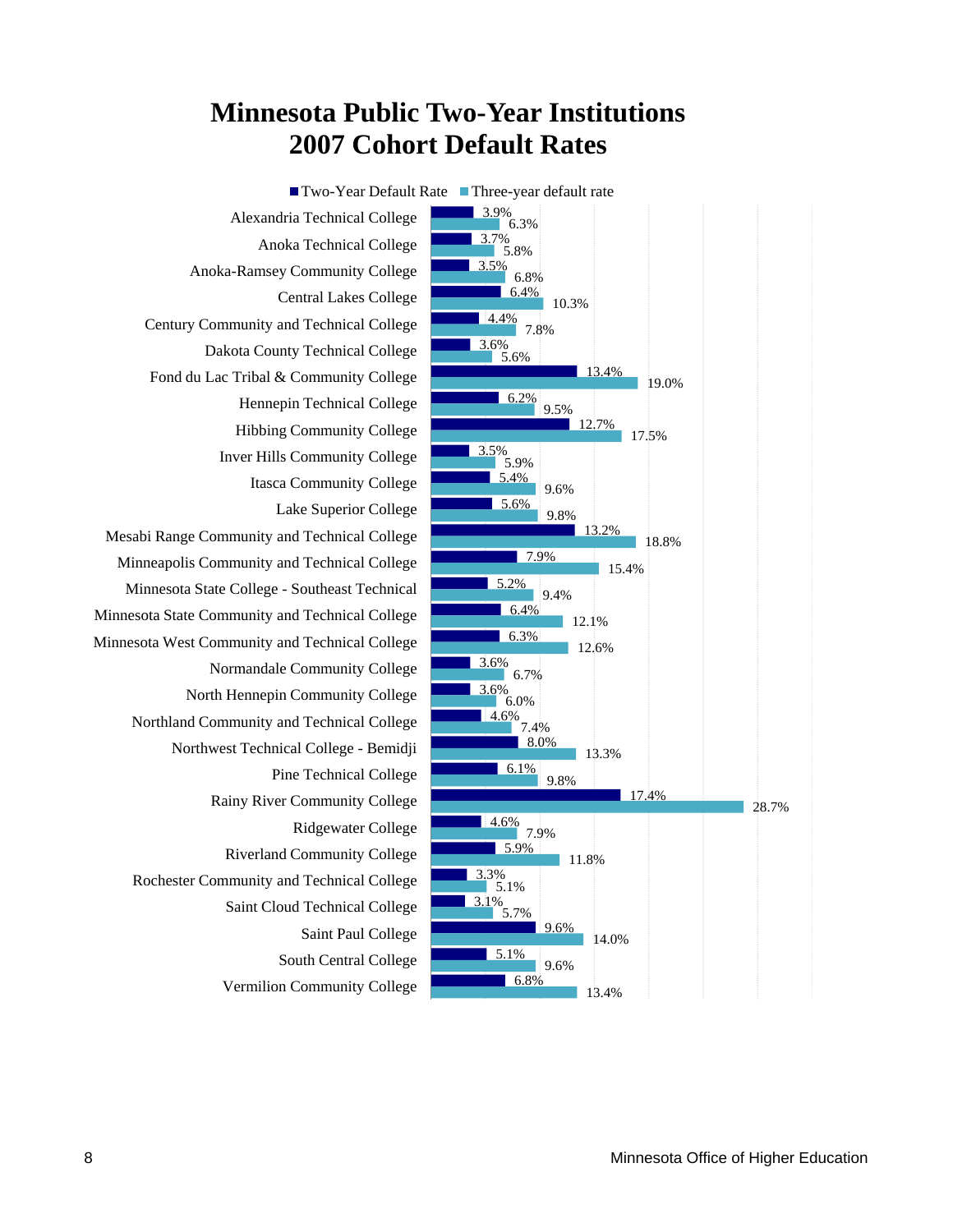# Minnesota Public Two-Year Institutions
# 2007 Cohort Default Rates

■ Two-Year Default Rate ■ Three-year default rate

Alexandria Technical College 3.9% 6.3%
Anoka Technical College 3.7% 5.8%
Anoka-Ramsey Community College 3.5% 6.8%
Central Lakes College 6.4% 10.3%
Century Community and Technical College 4.4% 7.8%
Dakota County Technical College 3.6% 5.6%
Fond du Lac Tribal & Community College 13.4% 19.0%
Hennepin Technical College 6.2% 9.5%
Hibbing Community College 12.7% 17.5%
Inver Hills Community College 3.5% 5.9%
Itasca Community College 5.4% 9.6%
Lake Superior College 5.6% 9.8%
Mesabi Range Community and Technical College 13.2% 18.8%
Minneapolis Community and Technical College 7.9% 15.4%
Minnesota State College - Southeast Technical 5.2% 9.4%
Minnesota State Community and Technical College 6.4% 12.1%
Minnesota West Community and Technical College 6.3% 12.6%
Normandale Community College 3.6% 6.7%
North Hennepin Community College 3.6% 6.0%
Northland Community and Technical College 4.6% 7.4%
Northwest Technical College - Bemidji 8.0% 13.3%
Pine Technical College 6.1% 9.8%
Rainy River Community College 17.4% 28.7%
Ridgewater College 4.6% 7.9%
Riverland Community College 5.9% 11.8%
Rochester Community and Technical College 3.3% 5.1%
Saint Cloud Technical College 3.1% 5.7%
Saint Paul College 9.6% 14.0%
South Central College 5.1% 9.6%
Vermilion Community College 6.8% 13.4%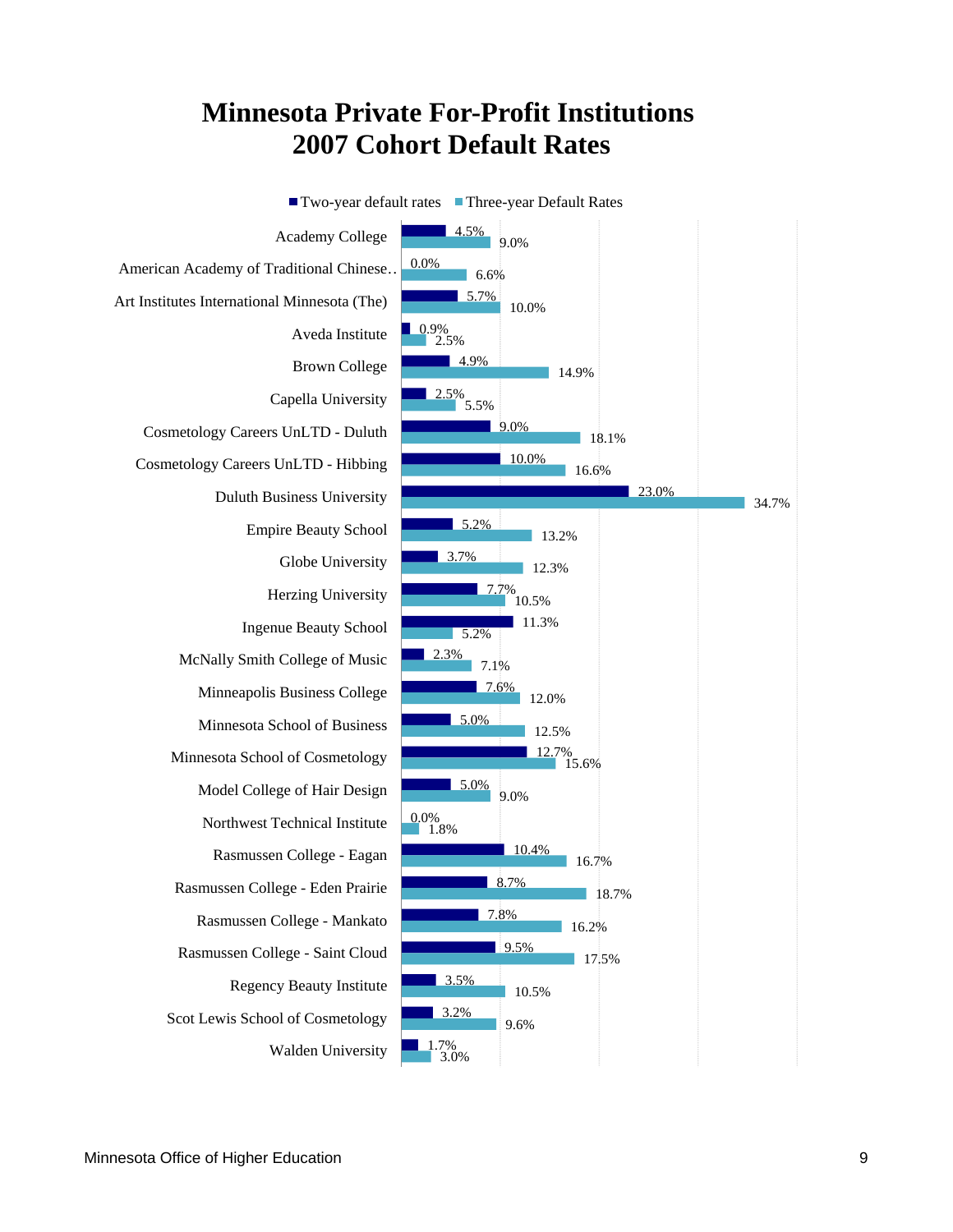# Minnesota Private For-Profit Institutions
# 2007 Cohort Default Rates

Two-year default rates
Three-year Default Rates

Academy College
4.5%
9.0%

American Academy of Traditional Chinese…
0.0%
6.6%

Art Institutes International Minnesota (The)
5.7%
10.0%

Aveda Institute
0.9%
2.5%

Brown College
4.9%
14.9%

Capella University
2.5%
5.5%

Cosmetology Careers UnLTD - Duluth
9.0%
18.1%

Cosmetology Careers UnLTD - Hibbing
10.0%
16.6%

Duluth Business University
23.0%
34.7%

Empire Beauty School
5.2%
13.2%

Globe University
3.7%
12.3%

Herzing University
7.7%
10.5%

Ingenue Beauty School
11.3%
5.2%

McNally Smith College of Music
2.3%
7.1%

Minneapolis Business College
7.6%
12.0%

Minnesota School of Business
5.0%
12.5%

Minnesota School of Cosmetology
12.7%
15.6%

Model College of Hair Design
5.0%
9.0%

Northwest Technical Institute
0.0%
1.8%

Rasmussen College - Eagan
10.4%
16.7%

Rasmussen College - Eden Prairie
8.7%
18.7%

Rasmussen College - Mankato
7.8%
16.2%

Rasmussen College - Saint Cloud
9.5%
17.5%

Regency Beauty Institute
3.5%
10.5%

Scot Lewis School of Cosmetology
3.2%
9.6%

Walden University
1.7%
3.0%

Minnesota Office of Higher Education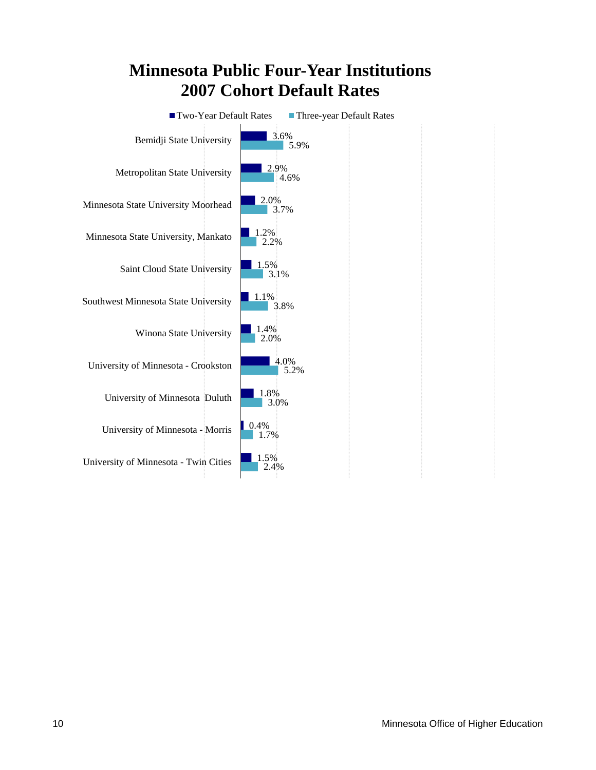# Minnesota Public Four-Year Institutions
# 2007 Cohort Default Rates

Two-Year Default Rates
Three-year Default Rates

Bemidji State University
3.6%
5.9%

Metropolitan State University
2.9%
4.6%

Minnesota State University Moorhead
2.0%
3.7%

Minnesota State University, Mankato
1.2%
2.2%

Saint Cloud State University
1.5%
3.1%

Southwest Minnesota State University
1.1%
3.8%

Winona State University
1.4%
2.0%

University of Minnesota - Crookston
4.0%
5.2%

University of Minnesota Duluth
1.8%
3.0%

University of Minnesota - Morris
0.4%
1.7%

University of Minnesota - Twin Cities
1.5%
2.4%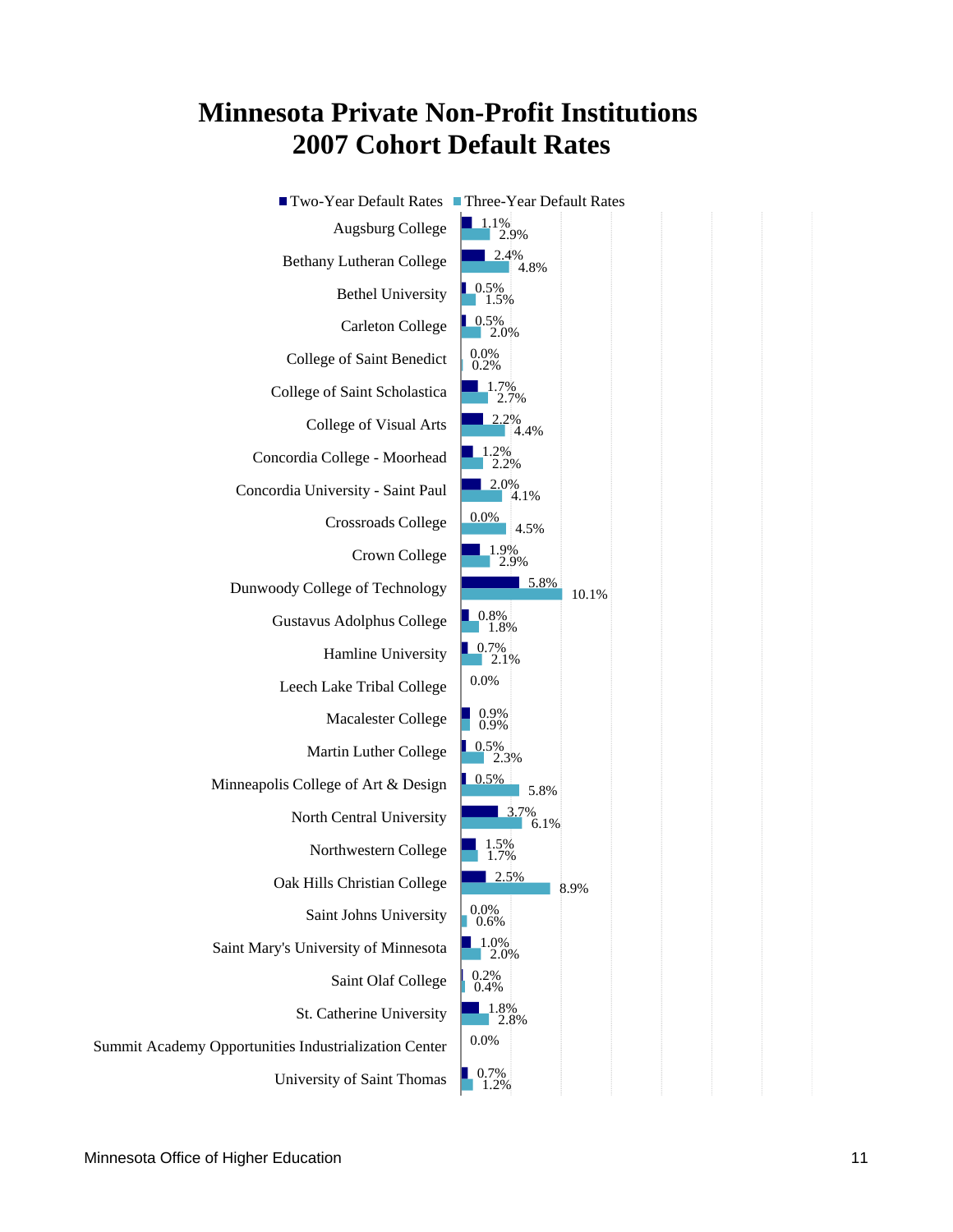# Minnesota Private Non-Profit Institutions 2007 Cohort Default Rates

Two-Year Default Rates
Three-Year Default Rates

Augsburg College
1.1%
2.9%

Bethany Lutheran College
2.4%
4.8%

Bethel University
0.5%
1.5%

Carleton College
0.5%
2.0%

College of Saint Benedict
0.0%
0.2%

College of Saint Scholastica
1.7%
2.7%

College of Visual Arts
2.2%
4.4%

Concordia College - Moorhead
1.2%
2.2%

Concordia University - Saint Paul
2.0%
4.1%

Crossroads College
0.0%
4.5%

Crown College
1.9%
2.9%

Dunwoody College of Technology
5.8%
10.1%

Gustavus Adolphus College
0.8%
1.8%

Hamline University
0.7%
2.1%

Leech Lake Tribal College
0.0%

Macalester College
0.9%
0.9%

Martin Luther College
0.5%
2.3%

Minneapolis College of Art & Design
0.5%
5.8%

North Central University
3.7%
6.1%

Northwestern College
1.5%
1.7%

Oak Hills Christian College
2.5%
8.9%

Saint Johns University
0.0%
0.6%

Saint Mary's University of Minnesota
1.0%
2.0%

Saint Olaf College
0.2%
0.4%

St. Catherine University
1.8%
2.8%

Summit Academy Opportunities Industrialization Center
0.0%

University of Saint Thomas
0.7%
1.2%

Minnesota Office of Higher Education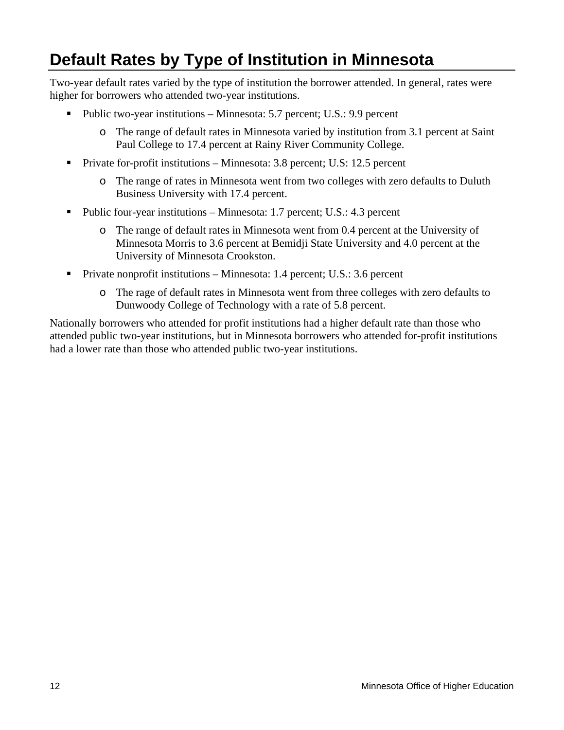## Default Rates by Type of Institution in Minnesota

Two-year default rates varied by the type of institution the borrower attended. In general, rates were higher for borrowers who attended two-year institutions.

- Public two-year institutions – Minnesota: 5.7 percent; U.S.: 9.9 percent
  - The range of default rates in Minnesota varied by institution from 3.1 percent at Saint Paul College to 17.4 percent at Rainy River Community College.
- Private for-profit institutions – Minnesota: 3.8 percent; U.S: 12.5 percent
  - The range of rates in Minnesota went from two colleges with zero defaults to Duluth Business University with 17.4 percent.
- Public four-year institutions – Minnesota: 1.7 percent; U.S.: 4.3 percent
  - The range of default rates in Minnesota went from 0.4 percent at the University of Minnesota Morris to 3.6 percent at Bemidji State University and 4.0 percent at the University of Minnesota Crookston.
- Private nonprofit institutions – Minnesota: 1.4 percent; U.S.: 3.6 percent
  - The rage of default rates in Minnesota went from three colleges with zero defaults to Dunwoody College of Technology with a rate of 5.8 percent.

Nationally borrowers who attended for profit institutions had a higher default rate than those who attended public two-year institutions, but in Minnesota borrowers who attended for-profit institutions had a lower rate than those who attended public two-year institutions.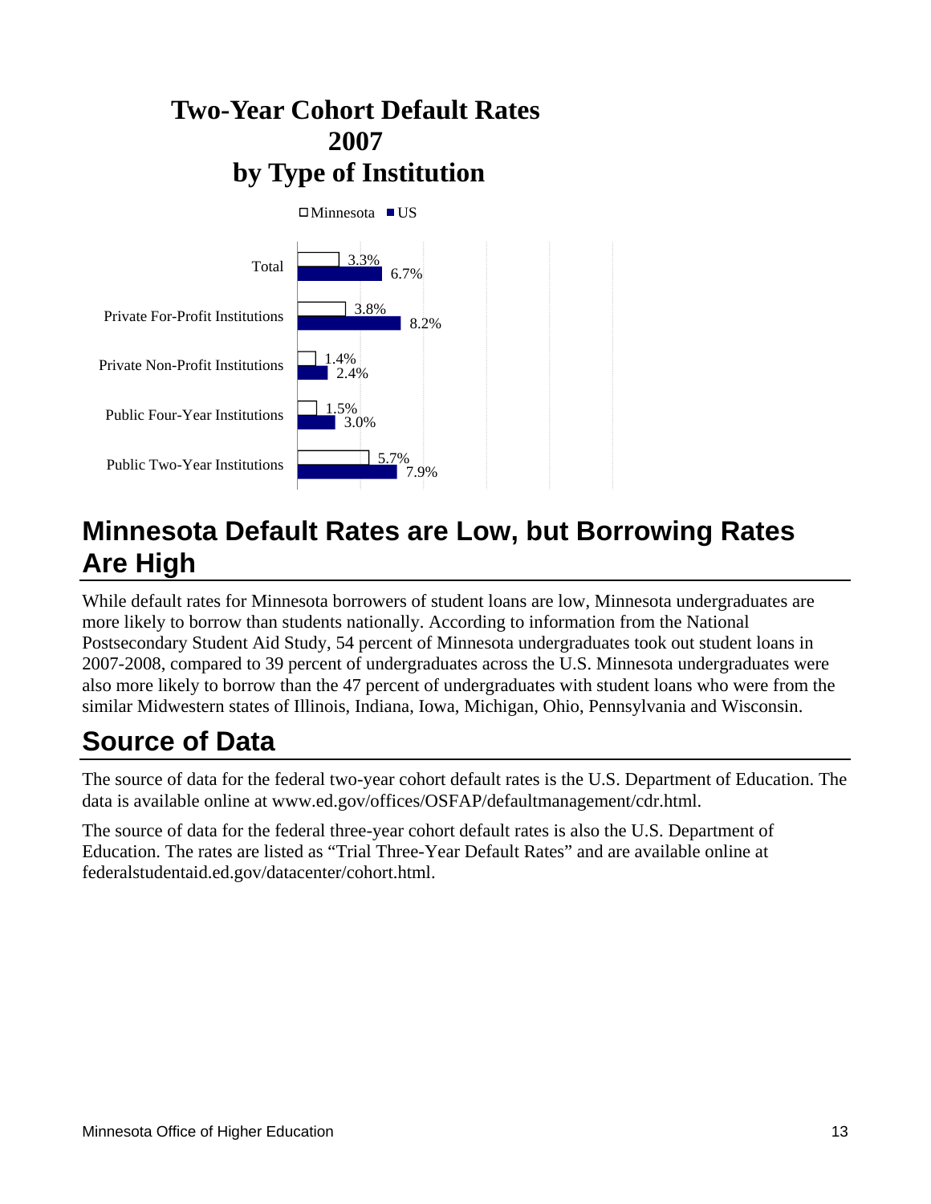**Two-Year Cohort Default Rates**
**2007**
**by Type of Institution**

Minnesota ■ US

Total
3.3%
6.7%

Private For-Profit Institutions
3.8%
8.2%

Private Non-Profit Institutions
1.4%
2.4%

Public Four-Year Institutions
1.5%
3.0%

Public Two-Year Institutions
5.7%
7.9%

## Minnesota Default Rates are Low, but Borrowing Rates Are High

While default rates for Minnesota borrowers of student loans are low, Minnesota undergraduates are more likely to borrow than students nationally. According to information from the National Postsecondary Student Aid Study, 54 percent of Minnesota undergraduates took out student loans in 2007-2008, compared to 39 percent of undergraduates across the U.S. Minnesota undergraduates were also more likely to borrow than the 47 percent of undergraduates with student loans who were from the similar Midwestern states of Illinois, Indiana, Iowa, Michigan, Ohio, Pennsylvania and Wisconsin.

## Source of Data

The source of data for the federal two-year cohort default rates is the U.S. Department of Education. The data is available online at www.ed.gov/offices/OSFAP/defaultmanagement/cdr.html.

The source of data for the federal three-year cohort default rates is also the U.S. Department of Education. The rates are listed as "Trial Three-Year Default Rates" and are available online at federalstudentaid.ed.gov/datacenter/cohort.html.